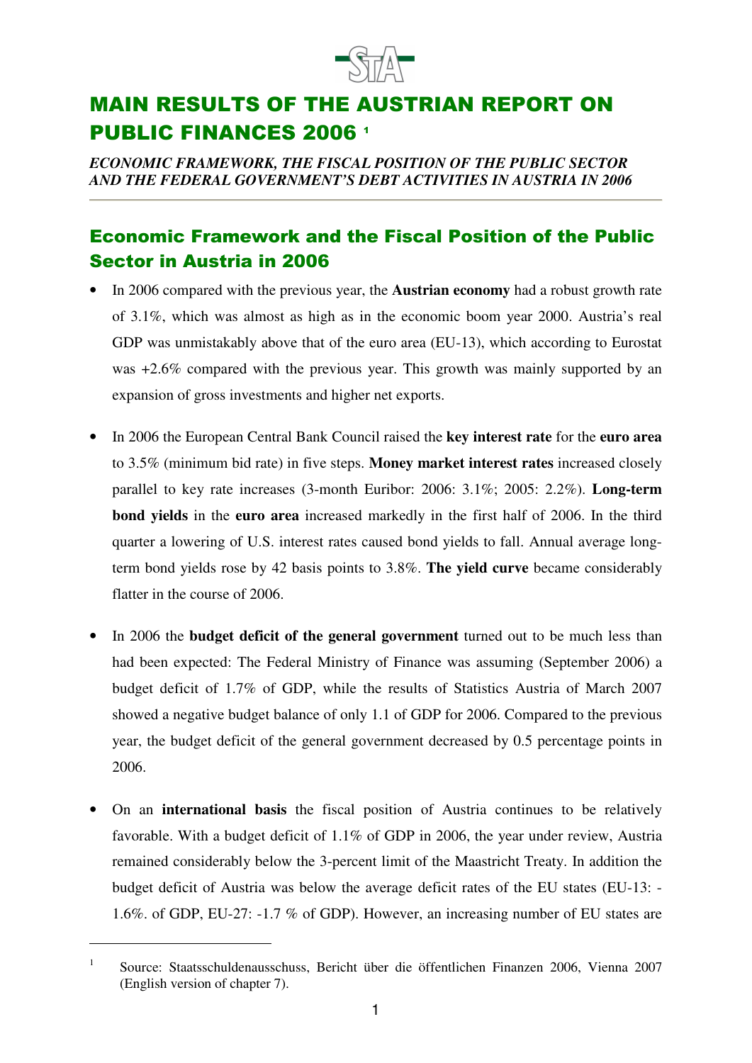# MAIN RESULTS OF THE AUSTRIAN REPORT ON PUBLIC FINANCES 2006 [1]

*ECONOMIC FRAMEWORK, THE FISCAL POSITION OF THE PUBLIC SECTOR AND THE FEDERAL GOVERNMENT'S DEBT ACTIVITIES IN AUSTRIA IN 2006*

## Economic Framework and the Fiscal Position of the Public Sector in Austria in 2006

- In 2006 compared with the previous year, the **Austrian economy** had a robust growth rate of 3.1%, which was almost as high as in the economic boom year 2000. Austria's real GDP was unmistakably above that of the euro area (EU-13), which according to Eurostat was +2.6% compared with the previous year. This growth was mainly supported by an expansion of gross investments and higher net exports.

- In 2006 the European Central Bank Council raised the **key interest rate** for the **euro area** to 3.5% (minimum bid rate) in five steps. **Money market interest rates** increased closely parallel to key rate increases (3-month Euribor: 2006: 3.1%; 2005: 2.2%). **Long-term bond yields** in the **euro area** increased markedly in the first half of 2006. In the third quarter a lowering of U.S. interest rates caused bond yields to fall. Annual average long-term bond yields rose by 42 basis points to 3.8%. **The yield curve** became considerably flatter in the course of 2006.

- In 2006 the **budget deficit of the general government** turned out to be much less than had been expected: The Federal Ministry of Finance was assuming (September 2006) a budget deficit of 1.7% of GDP, while the results of Statistics Austria of March 2007 showed a negative budget balance of only 1.1 of GDP for 2006. Compared to the previous year, the budget deficit of the general government decreased by 0.5 percentage points in 2006.

- On an **international basis** the fiscal position of Austria continues to be relatively favorable. With a budget deficit of 1.1% of GDP in 2006, the year under review, Austria remained considerably below the 3-percent limit of the Maastricht Treaty. In addition the budget deficit of Austria was below the average deficit rates of the EU states (EU-13: -1.6%. of GDP, EU-27: -1.7 % of GDP). However, an increasing number of EU states are

[1] Source: Staatsschuldenausschuss, Bericht über die öffentlichen Finanzen 2006, Vienna 2007 (English version of chapter 7).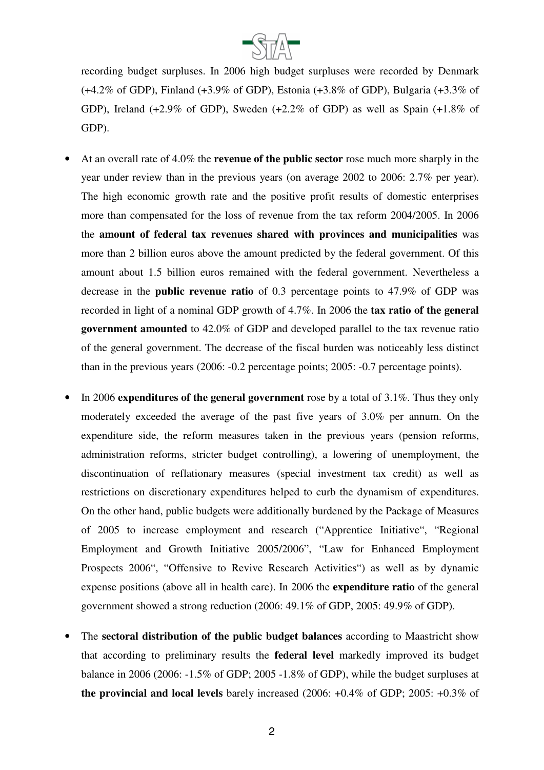recording budget surpluses. In 2006 high budget surpluses were recorded by Denmark (+4.2% of GDP), Finland (+3.9% of GDP), Estonia (+3.8% of GDP), Bulgaria (+3.3% of GDP), Ireland (+2.9% of GDP), Sweden (+2.2% of GDP) as well as Spain (+1.8% of GDP).

- At an overall rate of 4.0% the **revenue of the public sector** rose much more sharply in the year under review than in the previous years (on average 2002 to 2006: 2.7% per year). The high economic growth rate and the positive profit results of domestic enterprises more than compensated for the loss of revenue from the tax reform 2004/2005. In 2006 the **amount of federal tax revenues shared with provinces and municipalities** was more than 2 billion euros above the amount predicted by the federal government. Of this amount about 1.5 billion euros remained with the federal government. Nevertheless a decrease in the **public revenue ratio** of 0.3 percentage points to 47.9% of GDP was recorded in light of a nominal GDP growth of 4.7%. In 2006 the **tax ratio of the general government amounted** to 42.0% of GDP and developed parallel to the tax revenue ratio of the general government. The decrease of the fiscal burden was noticeably less distinct than in the previous years (2006: -0.2 percentage points; 2005: -0.7 percentage points).

- In 2006 **expenditures of the general government** rose by a total of 3.1%. Thus they only moderately exceeded the average of the past five years of 3.0% per annum. On the expenditure side, the reform measures taken in the previous years (pension reforms, administration reforms, stricter budget controlling), a lowering of unemployment, the discontinuation of reflationary measures (special investment tax credit) as well as restrictions on discretionary expenditures helped to curb the dynamism of expenditures. On the other hand, public budgets were additionally burdened by the Package of Measures of 2005 to increase employment and research ("Apprentice Initiative", "Regional Employment and Growth Initiative 2005/2006", "Law for Enhanced Employment Prospects 2006", "Offensive to Revive Research Activities") as well as by dynamic expense positions (above all in health care). In 2006 the **expenditure ratio** of the general government showed a strong reduction (2006: 49.1% of GDP, 2005: 49.9% of GDP).

- The **sectoral distribution of the public budget balances** according to Maastricht show that according to preliminary results the **federal level** markedly improved its budget balance in 2006 (2006: -1.5% of GDP; 2005 -1.8% of GDP), while the budget surpluses at **the provincial and local levels** barely increased (2006: +0.4% of GDP; 2005: +0.3% of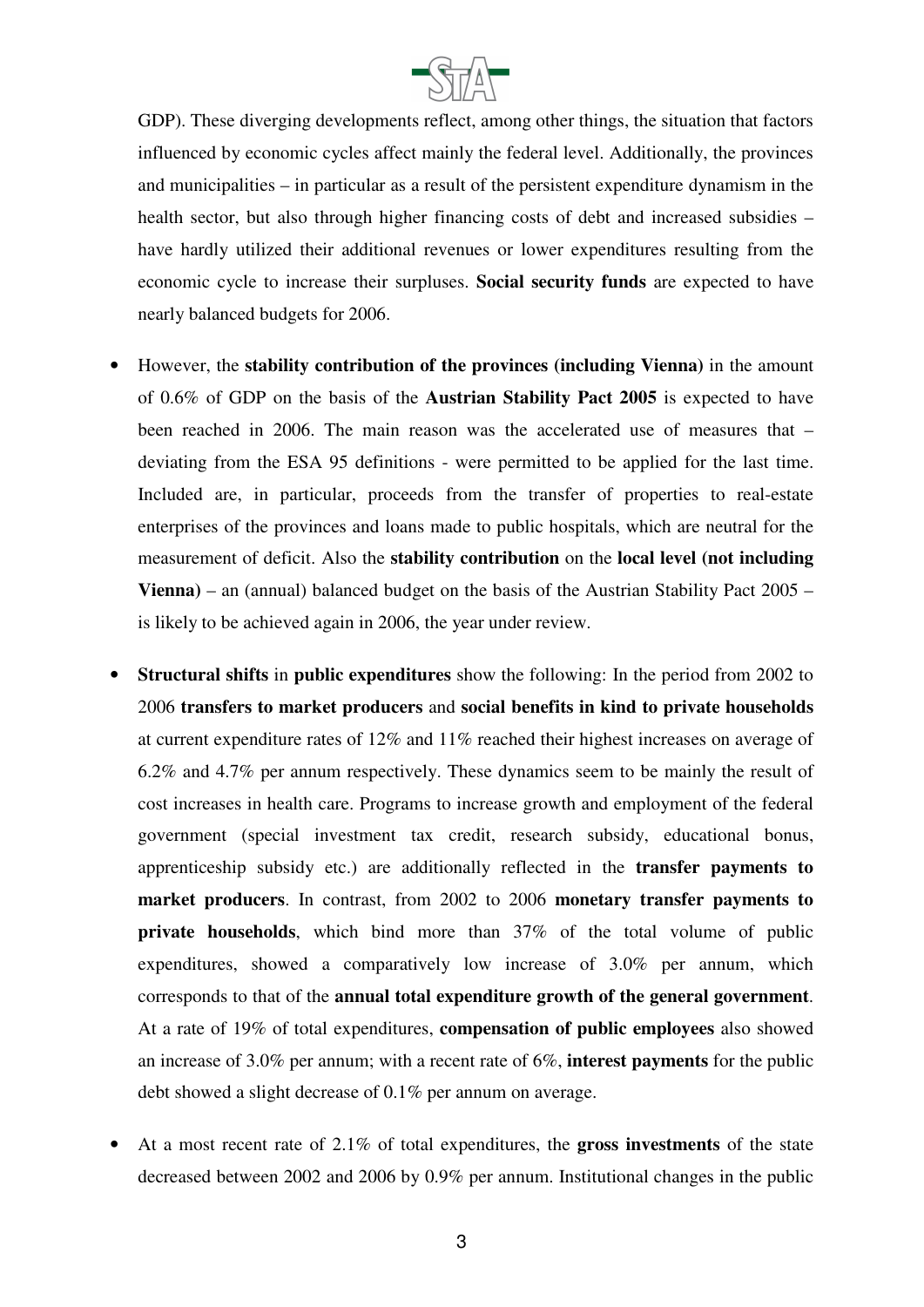GDP). These diverging developments reflect, among other things, the situation that factors influenced by economic cycles affect mainly the federal level. Additionally, the provinces and municipalities – in particular as a result of the persistent expenditure dynamism in the health sector, but also through higher financing costs of debt and increased subsidies – have hardly utilized their additional revenues or lower expenditures resulting from the economic cycle to increase their surpluses. **Social security funds** are expected to have nearly balanced budgets for 2006.

- However, the **stability contribution of the provinces (including Vienna)** in the amount of 0.6% of GDP on the basis of the **Austrian Stability Pact 2005** is expected to have been reached in 2006. The main reason was the accelerated use of measures that – deviating from the ESA 95 definitions - were permitted to be applied for the last time. Included are, in particular, proceeds from the transfer of properties to real-estate enterprises of the provinces and loans made to public hospitals, which are neutral for the measurement of deficit. Also the **stability contribution** on the **local level (not including Vienna)** – an (annual) balanced budget on the basis of the Austrian Stability Pact 2005 – is likely to be achieved again in 2006, the year under review.

- **Structural shifts** in **public expenditures** show the following: In the period from 2002 to 2006 **transfers to market producers** and **social benefits in kind to private households** at current expenditure rates of 12% and 11% reached their highest increases on average of 6.2% and 4.7% per annum respectively. These dynamics seem to be mainly the result of cost increases in health care. Programs to increase growth and employment of the federal government (special investment tax credit, research subsidy, educational bonus, apprenticeship subsidy etc.) are additionally reflected in the **transfer payments to market producers**. In contrast, from 2002 to 2006 **monetary transfer payments to private households**, which bind more than 37% of the total volume of public expenditures, showed a comparatively low increase of 3.0% per annum, which corresponds to that of the **annual total expenditure growth of the general government**. At a rate of 19% of total expenditures, **compensation of public employees** also showed an increase of 3.0% per annum; with a recent rate of 6%, **interest payments** for the public debt showed a slight decrease of 0.1% per annum on average.

- At a most recent rate of 2.1% of total expenditures, the **gross investments** of the state decreased between 2002 and 2006 by 0.9% per annum. Institutional changes in the public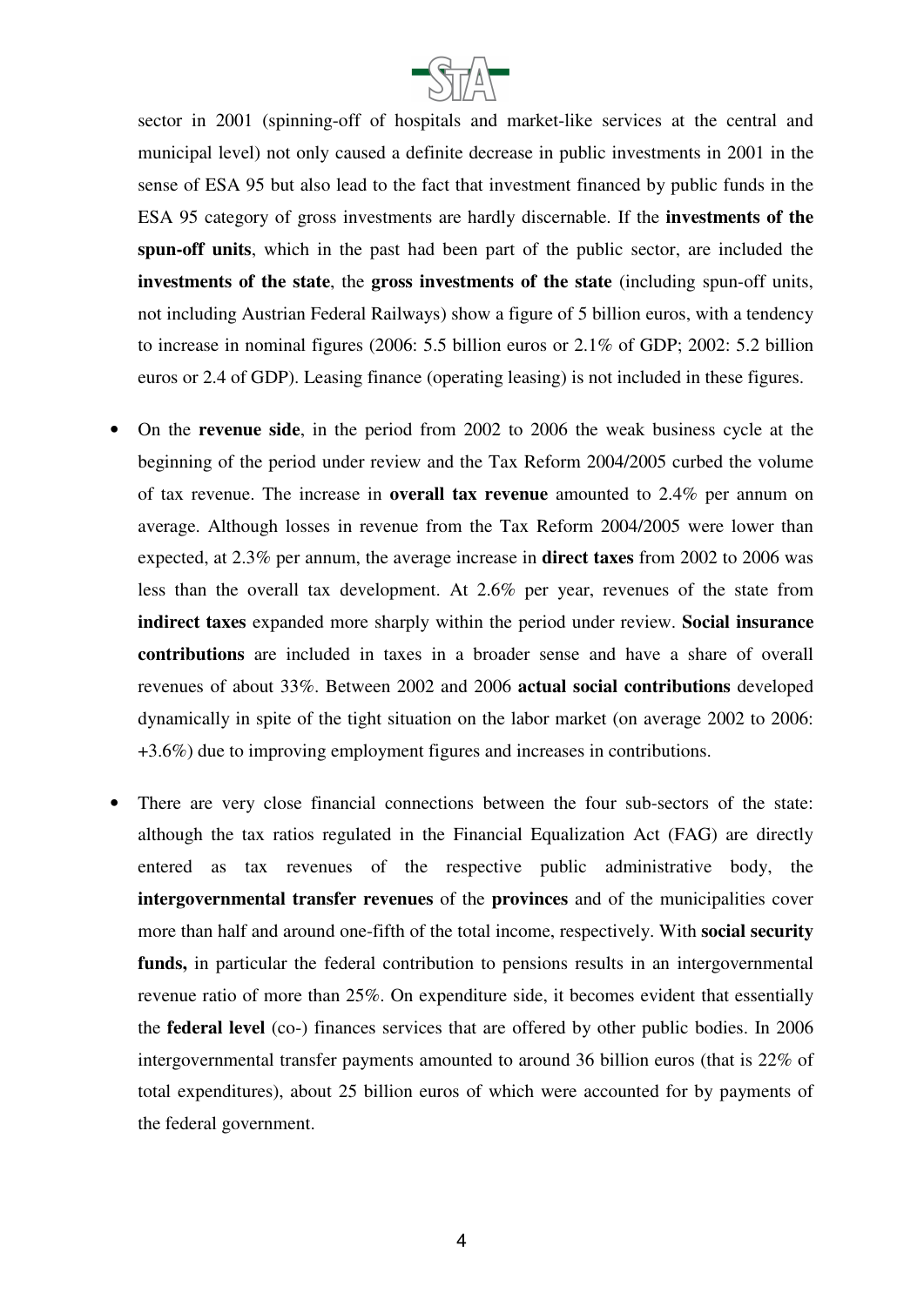sector in 2001 (spinning-off of hospitals and market-like services at the central and municipal level) not only caused a definite decrease in public investments in 2001 in the sense of ESA 95 but also lead to the fact that investment financed by public funds in the ESA 95 category of gross investments are hardly discernable. If the **investments of the spun-off units**, which in the past had been part of the public sector, are included the **investments of the state**, the **gross investments of the state** (including spun-off units, not including Austrian Federal Railways) show a figure of 5 billion euros, with a tendency to increase in nominal figures (2006: 5.5 billion euros or 2.1% of GDP; 2002: 5.2 billion euros or 2.4 of GDP). Leasing finance (operating leasing) is not included in these figures.

- On the **revenue side**, in the period from 2002 to 2006 the weak business cycle at the beginning of the period under review and the Tax Reform 2004/2005 curbed the volume of tax revenue. The increase in **overall tax revenue** amounted to 2.4% per annum on average. Although losses in revenue from the Tax Reform 2004/2005 were lower than expected, at 2.3% per annum, the average increase in **direct taxes** from 2002 to 2006 was less than the overall tax development. At 2.6% per year, revenues of the state from **indirect taxes** expanded more sharply within the period under review. **Social insurance contributions** are included in taxes in a broader sense and have a share of overall revenues of about 33%. Between 2002 and 2006 **actual social contributions** developed dynamically in spite of the tight situation on the labor market (on average 2002 to 2006: +3.6%) due to improving employment figures and increases in contributions.

- There are very close financial connections between the four sub-sectors of the state: although the tax ratios regulated in the Financial Equalization Act (FAG) are directly entered as tax revenues of the respective public administrative body, the **intergovernmental transfer revenues** of the **provinces** and of the municipalities cover more than half and around one-fifth of the total income, respectively. With **social security funds,** in particular the federal contribution to pensions results in an intergovernmental revenue ratio of more than 25%. On expenditure side, it becomes evident that essentially the **federal level** (co-) finances services that are offered by other public bodies. In 2006 intergovernmental transfer payments amounted to around 36 billion euros (that is 22% of total expenditures), about 25 billion euros of which were accounted for by payments of the federal government.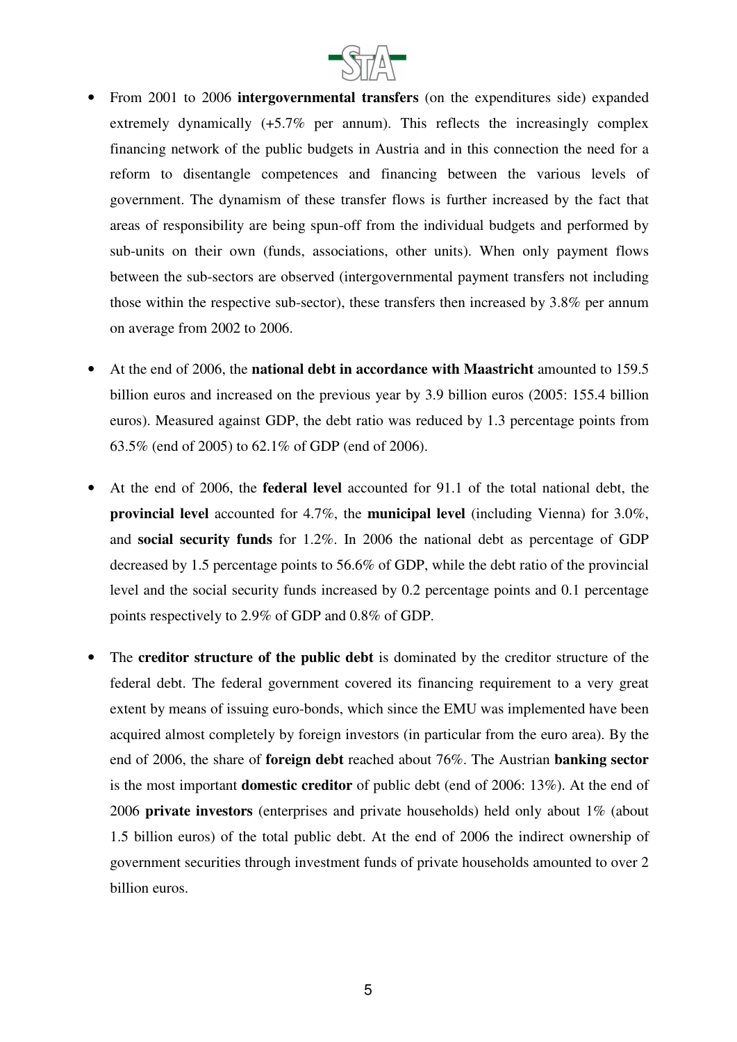- From 2001 to 2006 **intergovernmental transfers** (on the expenditures side) expanded extremely dynamically (+5.7% per annum). This reflects the increasingly complex financing network of the public budgets in Austria and in this connection the need for a reform to disentangle competences and financing between the various levels of government. The dynamism of these transfer flows is further increased by the fact that areas of responsibility are being spun-off from the individual budgets and performed by sub-units on their own (funds, associations, other units). When only payment flows between the sub-sectors are observed (intergovernmental payment transfers not including those within the respective sub-sector), these transfers then increased by 3.8% per annum on average from 2002 to 2006.

- At the end of 2006, the **national debt in accordance with Maastricht** amounted to 159.5 billion euros and increased on the previous year by 3.9 billion euros (2005: 155.4 billion euros). Measured against GDP, the debt ratio was reduced by 1.3 percentage points from 63.5% (end of 2005) to 62.1% of GDP (end of 2006).

- At the end of 2006, the **federal level** accounted for 91.1 of the total national debt, the **provincial level** accounted for 4.7%, the **municipal level** (including Vienna) for 3.0%, and **social security funds** for 1.2%. In 2006 the national debt as percentage of GDP decreased by 1.5 percentage points to 56.6% of GDP, while the debt ratio of the provincial level and the social security funds increased by 0.2 percentage points and 0.1 percentage points respectively to 2.9% of GDP and 0.8% of GDP.

- The **creditor structure of the public debt** is dominated by the creditor structure of the federal debt. The federal government covered its financing requirement to a very great extent by means of issuing euro-bonds, which since the EMU was implemented have been acquired almost completely by foreign investors (in particular from the euro area). By the end of 2006, the share of **foreign debt** reached about 76%. The Austrian **banking sector** is the most important **domestic creditor** of public debt (end of 2006: 13%). At the end of 2006 **private investors** (enterprises and private households) held only about 1% (about 1.5 billion euros) of the total public debt. At the end of 2006 the indirect ownership of government securities through investment funds of private households amounted to over 2 billion euros.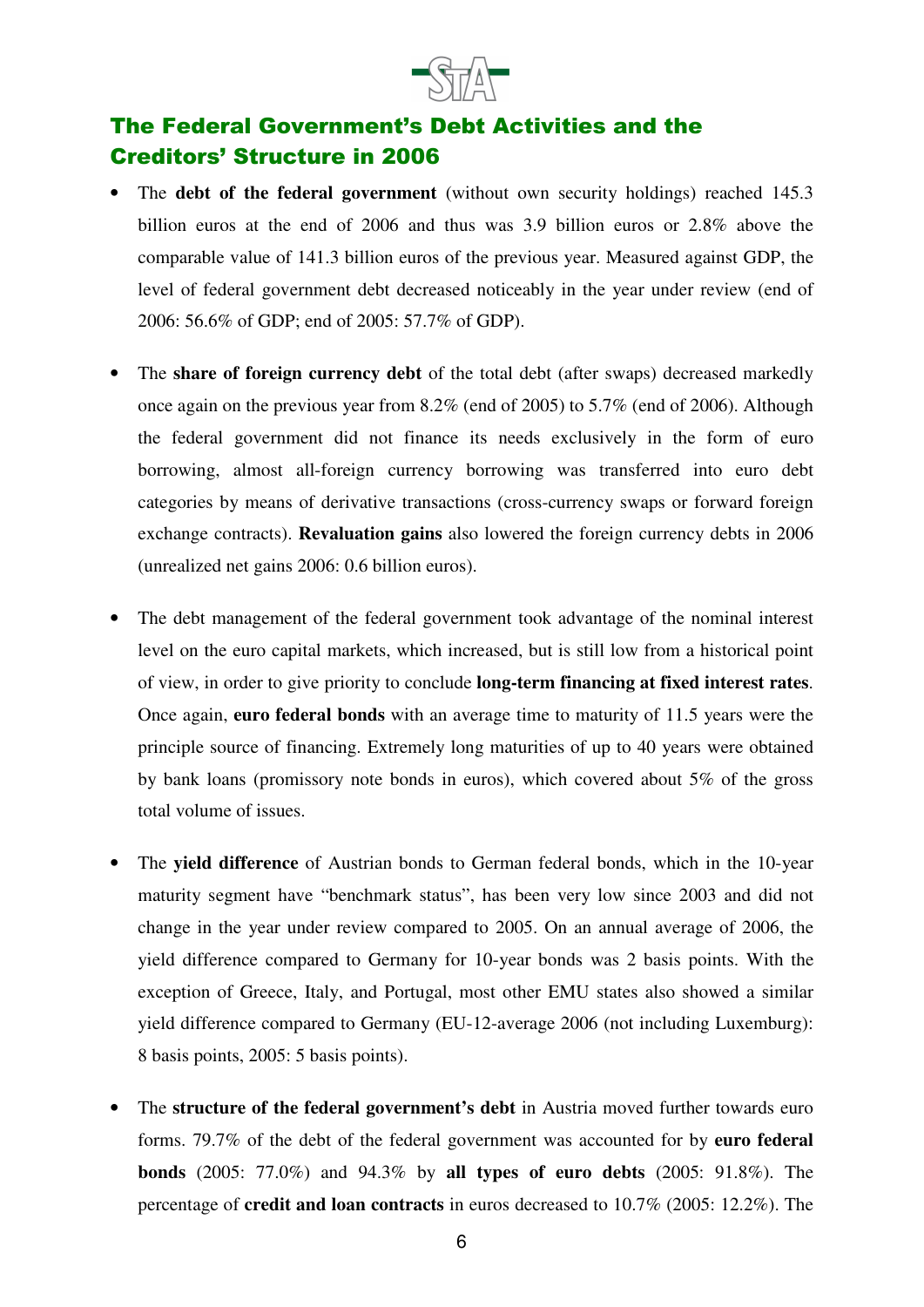## The Federal Government's Debt Activities and the Creditors' Structure in 2006

- The **debt of the federal government** (without own security holdings) reached 145.3 billion euros at the end of 2006 and thus was 3.9 billion euros or 2.8% above the comparable value of 141.3 billion euros of the previous year. Measured against GDP, the level of federal government debt decreased noticeably in the year under review (end of 2006: 56.6% of GDP; end of 2005: 57.7% of GDP).

- The **share of foreign currency debt** of the total debt (after swaps) decreased markedly once again on the previous year from 8.2% (end of 2005) to 5.7% (end of 2006). Although the federal government did not finance its needs exclusively in the form of euro borrowing, almost all-foreign currency borrowing was transferred into euro debt categories by means of derivative transactions (cross-currency swaps or forward foreign exchange contracts). **Revaluation gains** also lowered the foreign currency debts in 2006 (unrealized net gains 2006: 0.6 billion euros).

- The debt management of the federal government took advantage of the nominal interest level on the euro capital markets, which increased, but is still low from a historical point of view, in order to give priority to conclude **long-term financing at fixed interest rates**. Once again, **euro federal bonds** with an average time to maturity of 11.5 years were the principle source of financing. Extremely long maturities of up to 40 years were obtained by bank loans (promissory note bonds in euros), which covered about 5% of the gross total volume of issues.

- The **yield difference** of Austrian bonds to German federal bonds, which in the 10-year maturity segment have "benchmark status", has been very low since 2003 and did not change in the year under review compared to 2005. On an annual average of 2006, the yield difference compared to Germany for 10-year bonds was 2 basis points. With the exception of Greece, Italy, and Portugal, most other EMU states also showed a similar yield difference compared to Germany (EU-12-average 2006 (not including Luxemburg): 8 basis points, 2005: 5 basis points).

- The **structure of the federal government's debt** in Austria moved further towards euro forms. 79.7% of the debt of the federal government was accounted for by **euro federal bonds** (2005: 77.0%) and 94.3% by **all types of euro debts** (2005: 91.8%). The percentage of **credit and loan contracts** in euros decreased to 10.7% (2005: 12.2%). The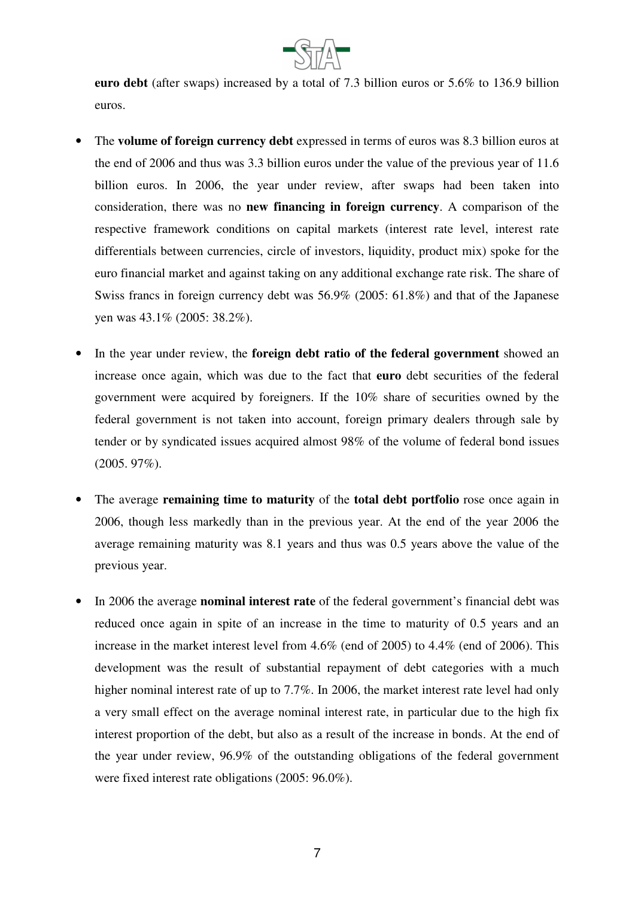**euro debt** (after swaps) increased by a total of 7.3 billion euros or 5.6% to 136.9 billion euros.

- The **volume of foreign currency debt** expressed in terms of euros was 8.3 billion euros at the end of 2006 and thus was 3.3 billion euros under the value of the previous year of 11.6 billion euros. In 2006, the year under review, after swaps had been taken into consideration, there was no **new financing in foreign currency**. A comparison of the respective framework conditions on capital markets (interest rate level, interest rate differentials between currencies, circle of investors, liquidity, product mix) spoke for the euro financial market and against taking on any additional exchange rate risk. The share of Swiss francs in foreign currency debt was 56.9% (2005: 61.8%) and that of the Japanese yen was 43.1% (2005: 38.2%).

- In the year under review, the **foreign debt ratio of the federal government** showed an increase once again, which was due to the fact that **euro** debt securities of the federal government were acquired by foreigners. If the 10% share of securities owned by the federal government is not taken into account, foreign primary dealers through sale by tender or by syndicated issues acquired almost 98% of the volume of federal bond issues (2005. 97%).

- The average **remaining time to maturity** of the **total debt portfolio** rose once again in 2006, though less markedly than in the previous year. At the end of the year 2006 the average remaining maturity was 8.1 years and thus was 0.5 years above the value of the previous year.

- In 2006 the average **nominal interest rate** of the federal government's financial debt was reduced once again in spite of an increase in the time to maturity of 0.5 years and an increase in the market interest level from 4.6% (end of 2005) to 4.4% (end of 2006). This development was the result of substantial repayment of debt categories with a much higher nominal interest rate of up to 7.7%. In 2006, the market interest rate level had only a very small effect on the average nominal interest rate, in particular due to the high fix interest proportion of the debt, but also as a result of the increase in bonds. At the end of the year under review, 96.9% of the outstanding obligations of the federal government were fixed interest rate obligations (2005: 96.0%).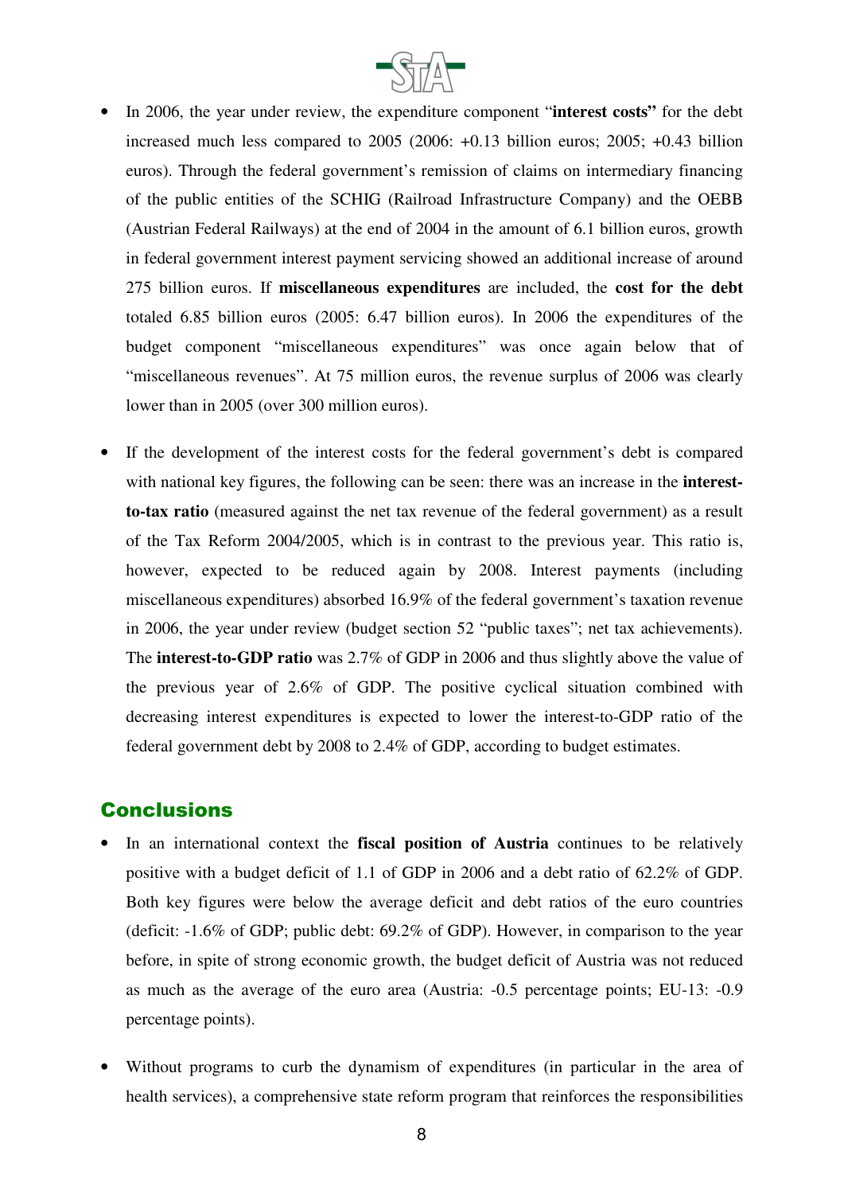- In 2006, the year under review, the expenditure component "**interest costs"** for the debt increased much less compared to 2005 (2006: +0.13 billion euros; 2005; +0.43 billion euros). Through the federal government's remission of claims on intermediary financing of the public entities of the SCHIG (Railroad Infrastructure Company) and the OEBB (Austrian Federal Railways) at the end of 2004 in the amount of 6.1 billion euros, growth in federal government interest payment servicing showed an additional increase of around 275 billion euros. If **miscellaneous expenditures** are included, the **cost for the debt** totaled 6.85 billion euros (2005: 6.47 billion euros). In 2006 the expenditures of the budget component "miscellaneous expenditures" was once again below that of "miscellaneous revenues". At 75 million euros, the revenue surplus of 2006 was clearly lower than in 2005 (over 300 million euros).

- If the development of the interest costs for the federal government's debt is compared with national key figures, the following can be seen: there was an increase in the **interest-to-tax ratio** (measured against the net tax revenue of the federal government) as a result of the Tax Reform 2004/2005, which is in contrast to the previous year. This ratio is, however, expected to be reduced again by 2008. Interest payments (including miscellaneous expenditures) absorbed 16.9% of the federal government's taxation revenue in 2006, the year under review (budget section 52 "public taxes"; net tax achievements). The **interest-to-GDP ratio** was 2.7% of GDP in 2006 and thus slightly above the value of the previous year of 2.6% of GDP. The positive cyclical situation combined with decreasing interest expenditures is expected to lower the interest-to-GDP ratio of the federal government debt by 2008 to 2.4% of GDP, according to budget estimates.

## Conclusions

- In an international context the **fiscal position of Austria** continues to be relatively positive with a budget deficit of 1.1 of GDP in 2006 and a debt ratio of 62.2% of GDP. Both key figures were below the average deficit and debt ratios of the euro countries (deficit: -1.6% of GDP; public debt: 69.2% of GDP). However, in comparison to the year before, in spite of strong economic growth, the budget deficit of Austria was not reduced as much as the average of the euro area (Austria: -0.5 percentage points; EU-13: -0.9 percentage points).

- Without programs to curb the dynamism of expenditures (in particular in the area of health services), a comprehensive state reform program that reinforces the responsibilities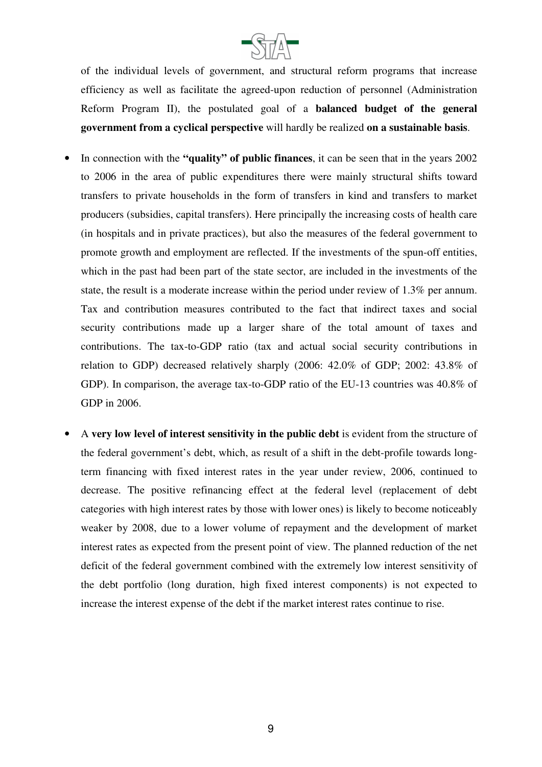of the individual levels of government, and structural reform programs that increase efficiency as well as facilitate the agreed-upon reduction of personnel (Administration Reform Program II), the postulated goal of a **balanced budget of the general government from a cyclical perspective** will hardly be realized **on a sustainable basis**.

- In connection with the **"quality" of public finances**, it can be seen that in the years 2002 to 2006 in the area of public expenditures there were mainly structural shifts toward transfers to private households in the form of transfers in kind and transfers to market producers (subsidies, capital transfers). Here principally the increasing costs of health care (in hospitals and in private practices), but also the measures of the federal government to promote growth and employment are reflected. If the investments of the spun-off entities, which in the past had been part of the state sector, are included in the investments of the state, the result is a moderate increase within the period under review of 1.3% per annum. Tax and contribution measures contributed to the fact that indirect taxes and social security contributions made up a larger share of the total amount of taxes and contributions. The tax-to-GDP ratio (tax and actual social security contributions in relation to GDP) decreased relatively sharply (2006: 42.0% of GDP; 2002: 43.8% of GDP). In comparison, the average tax-to-GDP ratio of the EU-13 countries was 40.8% of GDP in 2006.

- A **very low level of interest sensitivity in the public debt** is evident from the structure of the federal government's debt, which, as result of a shift in the debt-profile towards long-term financing with fixed interest rates in the year under review, 2006, continued to decrease. The positive refinancing effect at the federal level (replacement of debt categories with high interest rates by those with lower ones) is likely to become noticeably weaker by 2008, due to a lower volume of repayment and the development of market interest rates as expected from the present point of view. The planned reduction of the net deficit of the federal government combined with the extremely low interest sensitivity of the debt portfolio (long duration, high fixed interest components) is not expected to increase the interest expense of the debt if the market interest rates continue to rise.